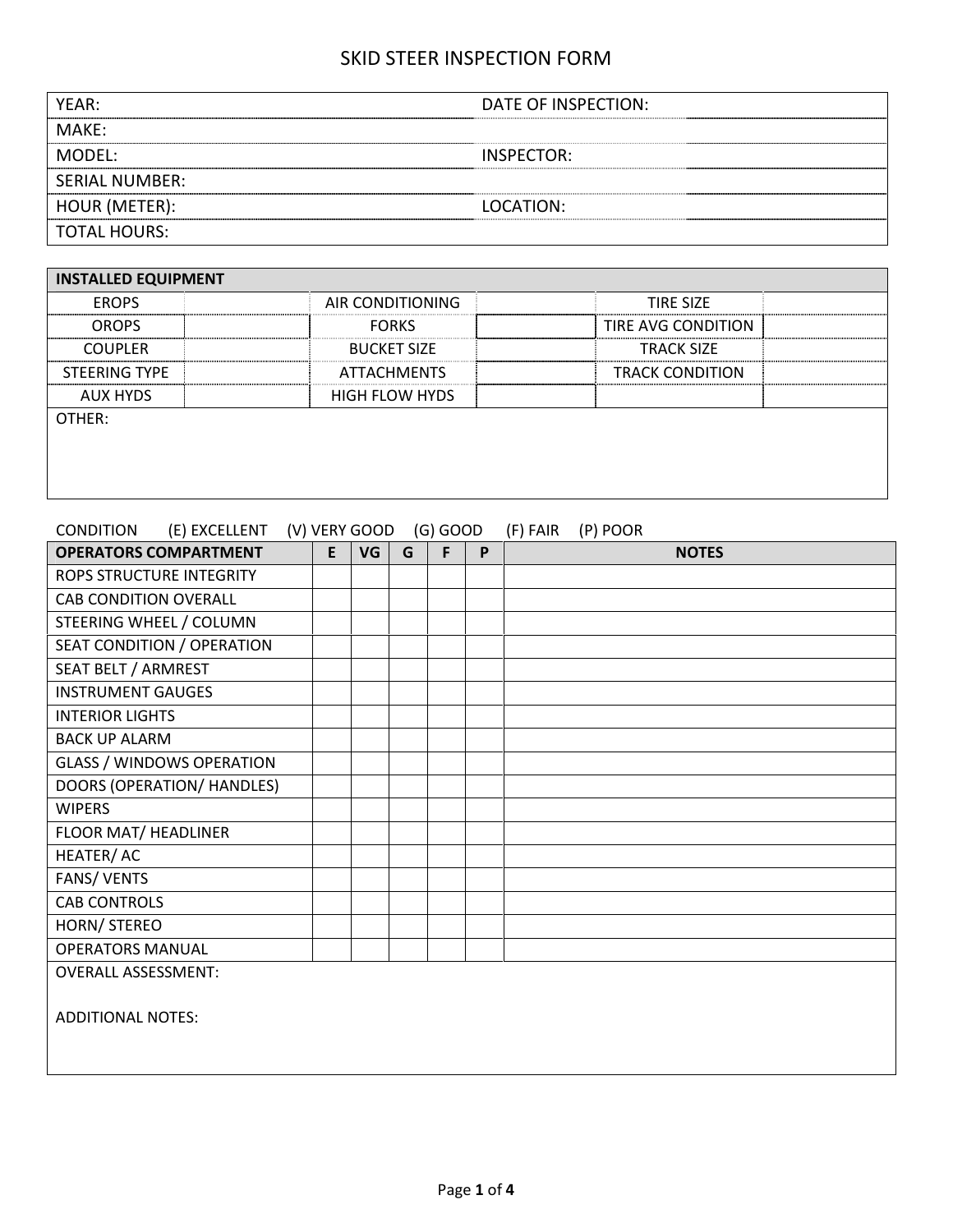# SKID STEER INSPECTION FORM

| | | | |
|---|---|---|---|
| YEAR: | | DATE OF INSPECTION: | |
| MAKE: | | | |
| MODEL: | | INSPECTOR: | |
| SERIAL NUMBER: | | | |
| HOUR (METER): | | LOCATION: | |
| TOTAL HOURS: | | | |

| INSTALLED EQUIPMENT | | | | | |
|---|---|---|---|---|---|
| EROPS | | AIR CONDITIONING | | TIRE SIZE | |
| OROPS | | FORKS | | TIRE AVG CONDITION | |
| COUPLER | | BUCKET SIZE | | TRACK SIZE | |
| STEERING TYPE | | ATTACHMENTS | | TRACK CONDITION | |
| AUX HYDS | | HIGH FLOW HYDS | | | |
| OTHER: | | | | | |

CONDITION (E) EXCELLENT (V) VERY GOOD (G) GOOD (F) FAIR (P) POOR

| OPERATORS COMPARTMENT | E | VG | G | F | P | NOTES |
|---|---|---|---|---|---|---|
| ROPS STRUCTURE INTEGRITY | | | | | | |
| CAB CONDITION OVERALL | | | | | | |
| STEERING WHEEL / COLUMN | | | | | | |
| SEAT CONDITION / OPERATION | | | | | | |
| SEAT BELT / ARMREST | | | | | | |
| INSTRUMENT GAUGES | | | | | | |
| INTERIOR LIGHTS | | | | | | |
| BACK UP ALARM | | | | | | |
| GLASS / WINDOWS OPERATION | | | | | | |
| DOORS (OPERATION/ HANDLES) | | | | | | |
| WIPERS | | | | | | |
| FLOOR MAT/ HEADLINER | | | | | | |
| HEATER/ AC | | | | | | |
| FANS/ VENTS | | | | | | |
| CAB CONTROLS | | | | | | |
| HORN/ STEREO | | | | | | |
| OPERATORS MANUAL | | | | | | |

OVERALL ASSESSMENT:

ADDITIONAL NOTES: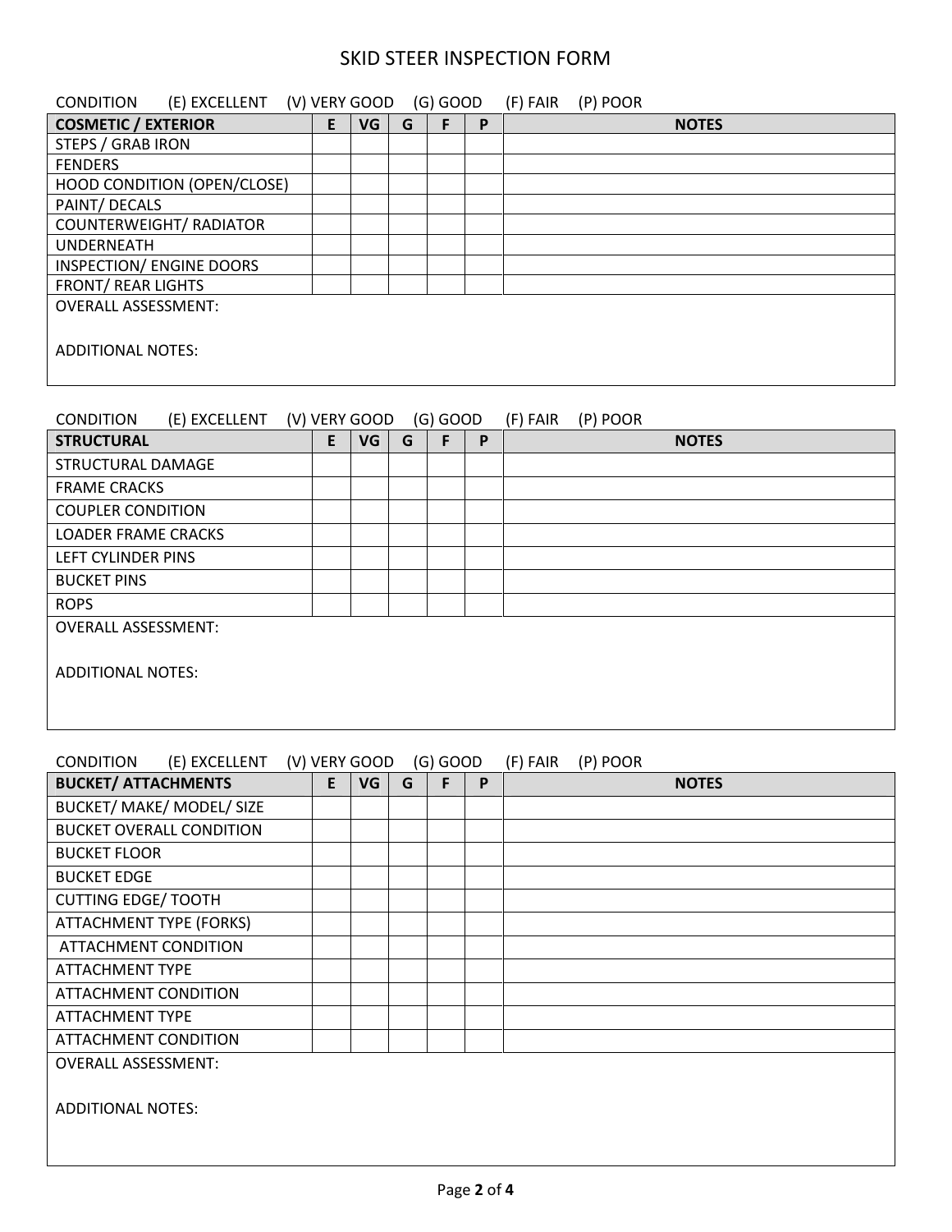# SKID STEER INSPECTION FORM

CONDITION (E) EXCELLENT (V) VERY GOOD (G) GOOD (F) FAIR (P) POOR

| COSMETIC / EXTERIOR | E | VG | G | F | P | NOTES |
|---|---|---|---|---|---|---|
| STEPS / GRAB IRON | | | | | | |
| FENDERS | | | | | | |
| HOOD CONDITION (OPEN/CLOSE) | | | | | | |
| PAINT/ DECALS | | | | | | |
| COUNTERWEIGHT/ RADIATOR | | | | | | |
| UNDERNEATH | | | | | | |
| INSPECTION/ ENGINE DOORS | | | | | | |
| FRONT/ REAR LIGHTS | | | | | | |

OVERALL ASSESSMENT:

ADDITIONAL NOTES:

CONDITION (E) EXCELLENT (V) VERY GOOD (G) GOOD (F) FAIR (P) POOR

| STRUCTURAL | E | VG | G | F | P | NOTES |
|---|---|---|---|---|---|---|
| STRUCTURAL DAMAGE | | | | | | |
| FRAME CRACKS | | | | | | |
| COUPLER CONDITION | | | | | | |
| LOADER FRAME CRACKS | | | | | | |
| LEFT CYLINDER PINS | | | | | | |
| BUCKET PINS | | | | | | |
| ROPS | | | | | | |

OVERALL ASSESSMENT:

ADDITIONAL NOTES:

CONDITION (E) EXCELLENT (V) VERY GOOD (G) GOOD (F) FAIR (P) POOR

| BUCKET/ ATTACHMENTS | E | VG | G | F | P | NOTES |
|---|---|---|---|---|---|---|
| BUCKET/ MAKE/ MODEL/ SIZE | | | | | | |
| BUCKET OVERALL CONDITION | | | | | | |
| BUCKET FLOOR | | | | | | |
| BUCKET EDGE | | | | | | |
| CUTTING EDGE/ TOOTH | | | | | | |
| ATTACHMENT TYPE (FORKS) | | | | | | |
| ATTACHMENT CONDITION | | | | | | |
| ATTACHMENT TYPE | | | | | | |
| ATTACHMENT CONDITION | | | | | | |
| ATTACHMENT TYPE | | | | | | |
| ATTACHMENT CONDITION | | | | | | |

OVERALL ASSESSMENT:

ADDITIONAL NOTES: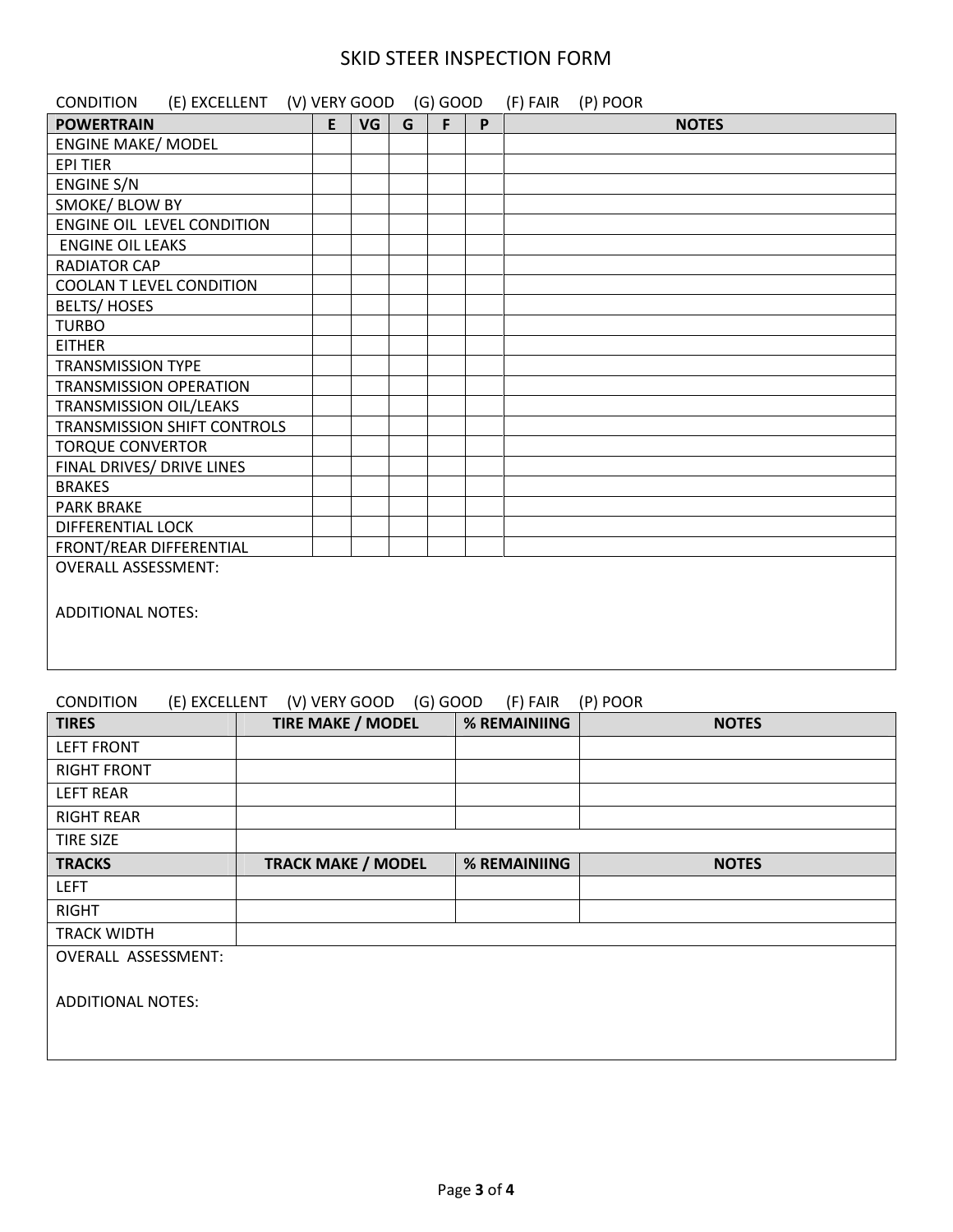# SKID STEER INSPECTION FORM

CONDITION (E) EXCELLENT (V) VERY GOOD (G) GOOD (F) FAIR (P) POOR

| POWERTRAIN | E | VG | G | F | P | NOTES |
|---|---|---|---|---|---|---|
| ENGINE MAKE/ MODEL | | | | | | |
| EPI TIER | | | | | | |
| ENGINE S/N | | | | | | |
| SMOKE/ BLOW BY | | | | | | |
| ENGINE OIL LEVEL CONDITION | | | | | | |
| ENGINE OIL LEAKS | | | | | | |
| RADIATOR CAP | | | | | | |
| COOLAN T LEVEL CONDITION | | | | | | |
| BELTS/ HOSES | | | | | | |
| TURBO | | | | | | |
| EITHER | | | | | | |
| TRANSMISSION TYPE | | | | | | |
| TRANSMISSION OPERATION | | | | | | |
| TRANSMISSION OIL/LEAKS | | | | | | |
| TRANSMISSION SHIFT CONTROLS | | | | | | |
| TORQUE CONVERTOR | | | | | | |
| FINAL DRIVES/ DRIVE LINES | | | | | | |
| BRAKES | | | | | | |
| PARK BRAKE | | | | | | |
| DIFFERENTIAL LOCK | | | | | | |
| FRONT/REAR DIFFERENTIAL | | | | | | |

OVERALL ASSESSMENT:

ADDITIONAL NOTES:

CONDITION (E) EXCELLENT (V) VERY GOOD (G) GOOD (F) FAIR (P) POOR

| TIRES | TIRE MAKE / MODEL | % REMAINIING | NOTES |
|---|---|---|---|
| LEFT FRONT | | | |
| RIGHT FRONT | | | |
| LEFT REAR | | | |
| RIGHT REAR | | | |
| TIRE SIZE | | | |
| **TRACKS** | **TRACK MAKE / MODEL** | **% REMAINIING** | **NOTES** |
| LEFT | | | |
| RIGHT | | | |
| TRACK WIDTH | | | |

OVERALL ASSESSMENT:

ADDITIONAL NOTES: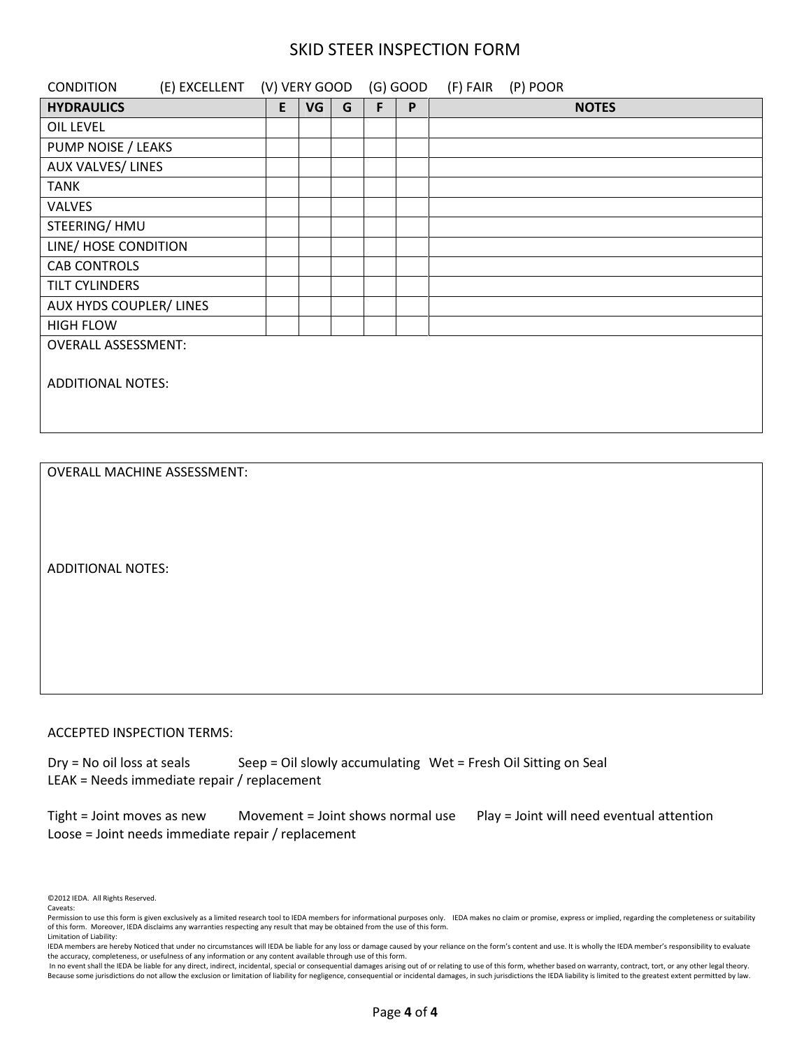# SKID STEER INSPECTION FORM

CONDITION (E) EXCELLENT (V) VERY GOOD (G) GOOD (F) FAIR (P) POOR

| HYDRAULICS | E | VG | G | F | P | NOTES |
|---|---|---|---|---|---|---|
| OIL LEVEL | | | | | | |
| PUMP NOISE / LEAKS | | | | | | |
| AUX VALVES/ LINES | | | | | | |
| TANK | | | | | | |
| VALVES | | | | | | |
| STEERING/ HMU | | | | | | |
| LINE/ HOSE CONDITION | | | | | | |
| CAB CONTROLS | | | | | | |
| TILT CYLINDERS | | | | | | |
| AUX HYDS COUPLER/ LINES | | | | | | |
| HIGH FLOW | | | | | | |

OVERALL ASSESSMENT:

ADDITIONAL NOTES:

OVERALL MACHINE ASSESSMENT:

ADDITIONAL NOTES:

ACCEPTED INSPECTION TERMS:

Dry = No oil loss at seals   Seep = Oil slowly accumulating   Wet = Fresh Oil Sitting on Seal
LEAK = Needs immediate repair / replacement

Tight = Joint moves as new   Movement = Joint shows normal use   Play = Joint will need eventual attention
Loose = Joint needs immediate repair / replacement

©2012 IEDA. All Rights Reserved.
Caveats:
Permission to use this form is given exclusively as a limited research tool to IEDA members for informational purposes only. IEDA makes no claim or promise, express or implied, regarding the completeness or suitability of this form. Moreover, IEDA disclaims any warranties respecting any result that may be obtained from the use of this form.
Limitation of Liability:
IEDA members are hereby Noticed that under no circumstances will IEDA be liable for any loss or damage caused by your reliance on the form's content and use. It is wholly the IEDA member's responsibility to evaluate the accuracy, completeness, or usefulness of any information or any content available through use of this form.
In no event shall the IEDA be liable for any direct, indirect, incidental, special or consequential damages arising out of or relating to use of this form, whether based on warranty, contract, tort, or any other legal theory. Because some jurisdictions do not allow the exclusion or limitation of liability for negligence, consequential or incidental damages, in such jurisdictions the IEDA liability is limited to the greatest extent permitted by law.